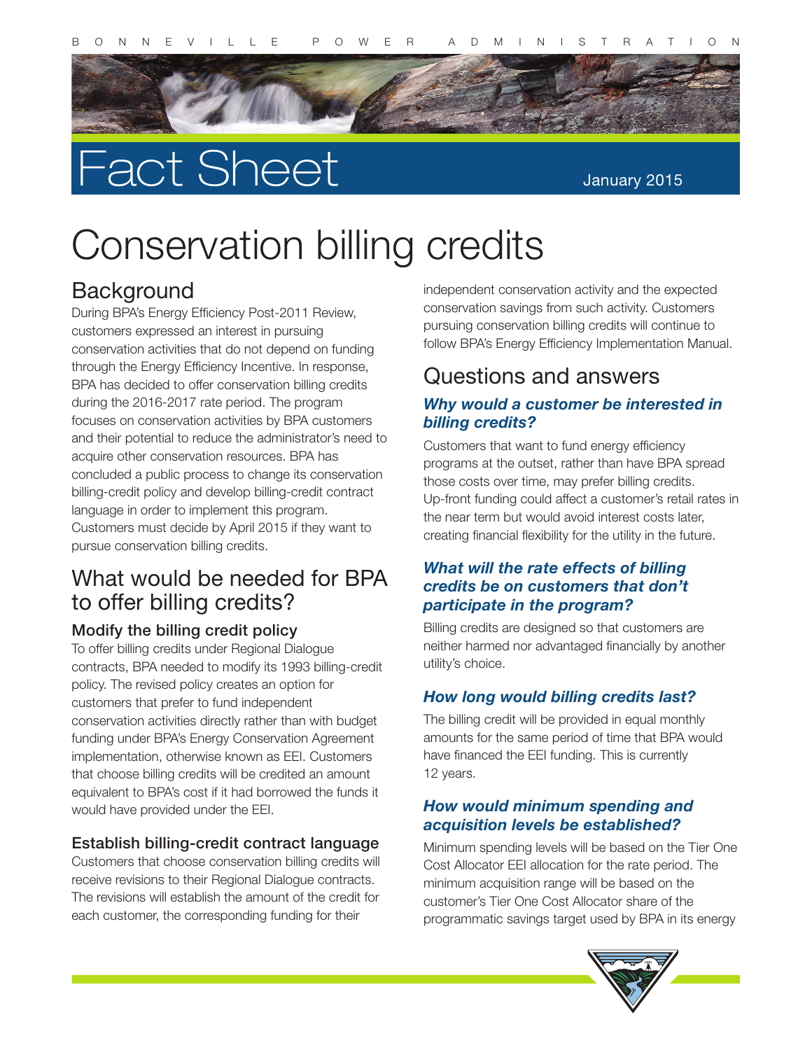# Fact Sheet

January 2015

# Conservation billing credits

## Background

During BPA's Energy Efficiency Post-2011 Review, customers expressed an interest in pursuing conservation activities that do not depend on funding through the Energy Efficiency Incentive. In response, BPA has decided to offer conservation billing credits during the 2016-2017 rate period. The program focuses on conservation activities by BPA customers and their potential to reduce the administrator's need to acquire other conservation resources. BPA has concluded a public process to change its conservation billing-credit policy and develop billing-credit contract language in order to implement this program. Customers must decide by April 2015 if they want to pursue conservation billing credits.

## What would be needed for BPA to offer billing credits?

### Modify the billing credit policy

To offer billing credits under Regional Dialogue contracts, BPA needed to modify its 1993 billing-credit policy. The revised policy creates an option for customers that prefer to fund independent conservation activities directly rather than with budget funding under BPA's Energy Conservation Agreement implementation, otherwise known as EEI. Customers that choose billing credits will be credited an amount equivalent to BPA's cost if it had borrowed the funds it would have provided under the EEI.

### Establish billing-credit contract language

Customers that choose conservation billing credits will receive revisions to their Regional Dialogue contracts. The revisions will establish the amount of the credit for each customer, the corresponding funding for their independent conservation activity and the expected conservation savings from such activity. Customers pursuing conservation billing credits will continue to follow BPA's Energy Efficiency Implementation Manual.

## Questions and answers

### *Why would a customer be interested in billing credits?*

Customers that want to fund energy efficiency programs at the outset, rather than have BPA spread those costs over time, may prefer billing credits. Up-front funding could affect a customer's retail rates in the near term but would avoid interest costs later, creating financial flexibility for the utility in the future.

### *What will the rate effects of billing credits be on customers that don't participate in the program?*

Billing credits are designed so that customers are neither harmed nor advantaged financially by another utility's choice.

### *How long would billing credits last?*

The billing credit will be provided in equal monthly amounts for the same period of time that BPA would have financed the EEI funding. This is currently 12 years.

### *How would minimum spending and acquisition levels be established?*

Minimum spending levels will be based on the Tier One Cost Allocator EEI allocation for the rate period. The minimum acquisition range will be based on the customer's Tier One Cost Allocator share of the programmatic savings target used by BPA in its energy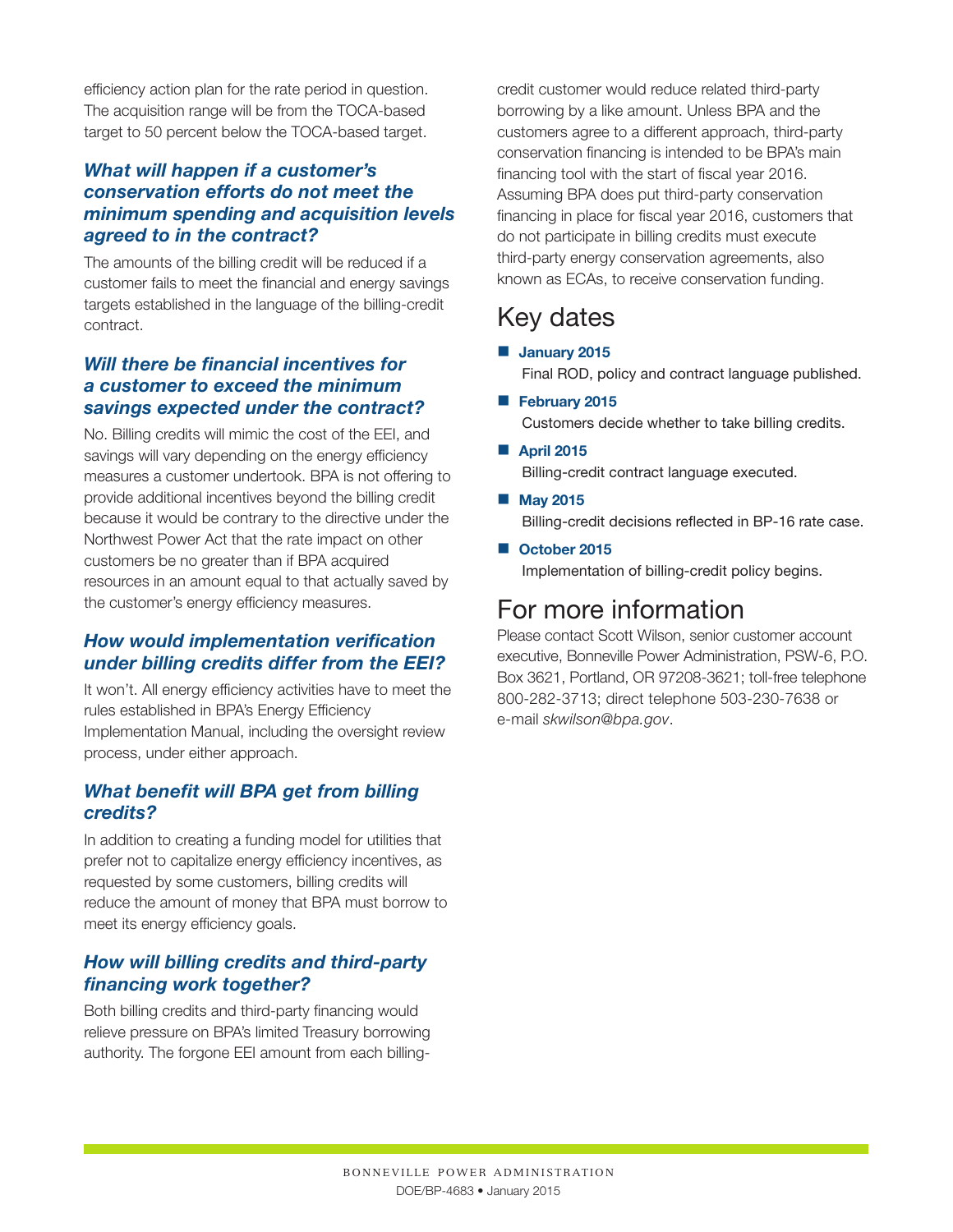efficiency action plan for the rate period in question. The acquisition range will be from the TOCA-based target to 50 percent below the TOCA-based target.

### *What will happen if a customer's conservation efforts do not meet the minimum spending and acquisition levels agreed to in the contract?*

The amounts of the billing credit will be reduced if a customer fails to meet the financial and energy savings targets established in the language of the billing-credit contract.

### *Will there be financial incentives for a customer to exceed the minimum savings expected under the contract?*

No. Billing credits will mimic the cost of the EEI, and savings will vary depending on the energy efficiency measures a customer undertook. BPA is not offering to provide additional incentives beyond the billing credit because it would be contrary to the directive under the Northwest Power Act that the rate impact on other customers be no greater than if BPA acquired resources in an amount equal to that actually saved by the customer's energy efficiency measures.

### *How would implementation verification under billing credits differ from the EEI?*

It won't. All energy efficiency activities have to meet the rules established in BPA's Energy Efficiency Implementation Manual, including the oversight review process, under either approach.

### *What benefit will BPA get from billing credits?*

In addition to creating a funding model for utilities that prefer not to capitalize energy efficiency incentives, as requested by some customers, billing credits will reduce the amount of money that BPA must borrow to meet its energy efficiency goals.

### *How will billing credits and third-party financing work together?*

Both billing credits and third-party financing would relieve pressure on BPA's limited Treasury borrowing authority. The forgone EEI amount from each billing-credit customer would reduce related third-party borrowing by a like amount. Unless BPA and the customers agree to a different approach, third-party conservation financing is intended to be BPA's main financing tool with the start of fiscal year 2016. Assuming BPA does put third-party conservation financing in place for fiscal year 2016, customers that do not participate in billing credits must execute third-party energy conservation agreements, also known as ECAs, to receive conservation funding.

## Key dates

- **January 2015**
  Final ROD, policy and contract language published.
- **February 2015**
  Customers decide whether to take billing credits.
- **April 2015**
  Billing-credit contract language executed.
- **May 2015**
  Billing-credit decisions reflected in BP-16 rate case.
- **October 2015**
  Implementation of billing-credit policy begins.

## For more information

Please contact Scott Wilson, senior customer account executive, Bonneville Power Administration, PSW-6, P.O. Box 3621, Portland, OR 97208-3621; toll-free telephone 800-282-3713; direct telephone 503-230-7638 or e-mail *skwilson@bpa.gov*.

BONNEVILLE POWER ADMINISTRATION
DOE/BP-4683 • January 2015